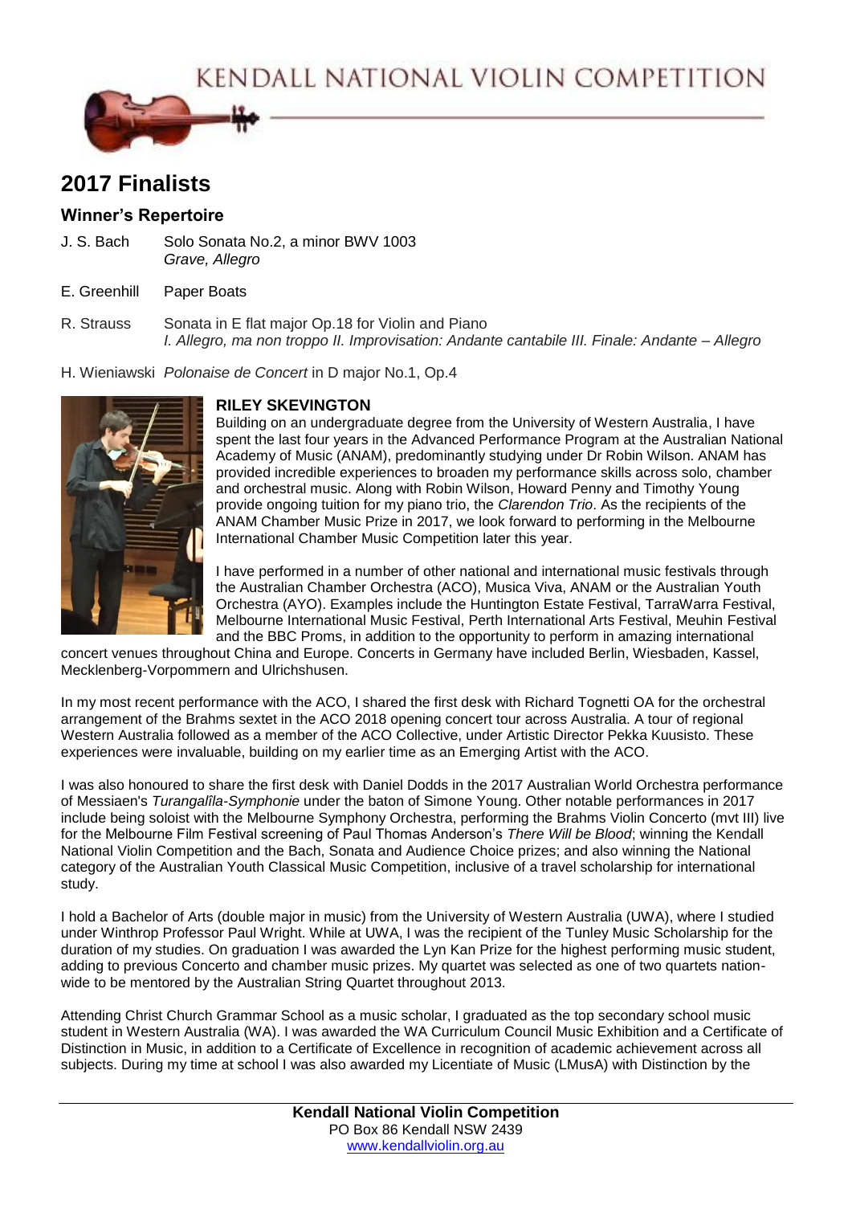KENDALL NATIONAL VIOLIN COMPETITION

# 2017 Finalists

## Winner's Repertoire

J. S. Bach — Solo Sonata No.2, a minor BWV 1003
*Grave, Allegro*

E. Greenhill — Paper Boats

R. Strauss — Sonata in E flat major Op.18 for Violin and Piano
*I. Allegro, ma non troppo II. Improvisation: Andante cantabile III. Finale: Andante – Allegro*

H. Wieniawski — *Polonaise de Concert* in D major No.1, Op.4

### RILEY SKEVINGTON

Building on an undergraduate degree from the University of Western Australia, I have spent the last four years in the Advanced Performance Program at the Australian National Academy of Music (ANAM), predominantly studying under Dr Robin Wilson. ANAM has provided incredible experiences to broaden my performance skills across solo, chamber and orchestral music. Along with Robin Wilson, Howard Penny and Timothy Young provide ongoing tuition for my piano trio, the *Clarendon Trio*. As the recipients of the ANAM Chamber Music Prize in 2017, we look forward to performing in the Melbourne International Chamber Music Competition later this year.

I have performed in a number of other national and international music festivals through the Australian Chamber Orchestra (ACO), Musica Viva, ANAM or the Australian Youth Orchestra (AYO). Examples include the Huntington Estate Festival, TarraWarra Festival, Melbourne International Music Festival, Perth International Arts Festival, Meuhin Festival and the BBC Proms, in addition to the opportunity to perform in amazing international concert venues throughout China and Europe. Concerts in Germany have included Berlin, Wiesbaden, Kassel, Mecklenberg-Vorpommern and Ulrichshusen.

In my most recent performance with the ACO, I shared the first desk with Richard Tognetti OA for the orchestral arrangement of the Brahms sextet in the ACO 2018 opening concert tour across Australia. A tour of regional Western Australia followed as a member of the ACO Collective, under Artistic Director Pekka Kuusisto. These experiences were invaluable, building on my earlier time as an Emerging Artist with the ACO.

I was also honoured to share the first desk with Daniel Dodds in the 2017 Australian World Orchestra performance of Messiaen's *Turangalîla-Symphonie* under the baton of Simone Young. Other notable performances in 2017 include being soloist with the Melbourne Symphony Orchestra, performing the Brahms Violin Concerto (mvt III) live for the Melbourne Film Festival screening of Paul Thomas Anderson's *There Will be Blood*; winning the Kendall National Violin Competition and the Bach, Sonata and Audience Choice prizes; and also winning the National category of the Australian Youth Classical Music Competition, inclusive of a travel scholarship for international study.

I hold a Bachelor of Arts (double major in music) from the University of Western Australia (UWA), where I studied under Winthrop Professor Paul Wright. While at UWA, I was the recipient of the Tunley Music Scholarship for the duration of my studies. On graduation I was awarded the Lyn Kan Prize for the highest performing music student, adding to previous Concerto and chamber music prizes. My quartet was selected as one of two quartets nation-wide to be mentored by the Australian String Quartet throughout 2013.

Attending Christ Church Grammar School as a music scholar, I graduated as the top secondary school music student in Western Australia (WA). I was awarded the WA Curriculum Council Music Exhibition and a Certificate of Distinction in Music, in addition to a Certificate of Excellence in recognition of academic achievement across all subjects. During my time at school I was also awarded my Licentiate of Music (LMusA) with Distinction by the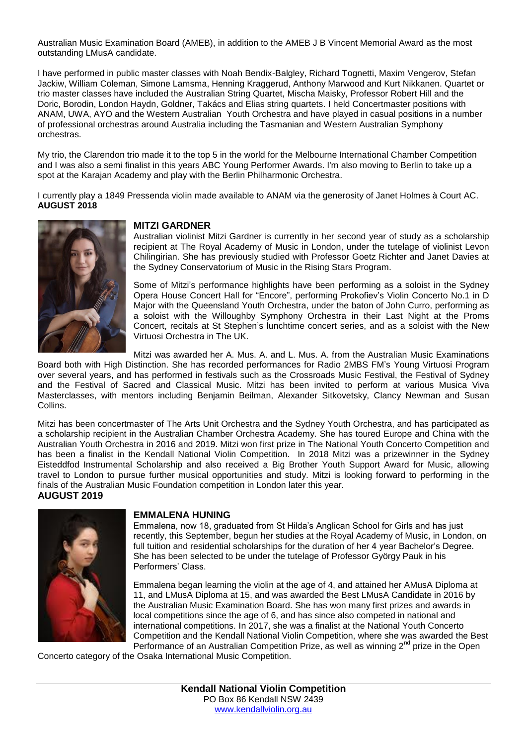Australian Music Examination Board (AMEB), in addition to the AMEB J B Vincent Memorial Award as the most outstanding LMusA candidate.

I have performed in public master classes with Noah Bendix-Balgley, Richard Tognetti, Maxim Vengerov, Stefan Jackiw, William Coleman, Simone Lamsma, Henning Kraggerud, Anthony Marwood and Kurt Nikkanen. Quartet or trio master classes have included the Australian String Quartet, Mischa Maisky, Professor Robert Hill and the Doric, Borodin, London Haydn, Goldner, Takács and Elias string quartets. I held Concertmaster positions with ANAM, UWA, AYO and the Western Australian Youth Orchestra and have played in casual positions in a number of professional orchestras around Australia including the Tasmanian and Western Australian Symphony orchestras.

My trio, the Clarendon trio made it to the top 5 in the world for the Melbourne International Chamber Competition and I was also a semi finalist in this years ABC Young Performer Awards. I'm also moving to Berlin to take up a spot at the Karajan Academy and play with the Berlin Philharmonic Orchestra.

I currently play a 1849 Pressenda violin made available to ANAM via the generosity of Janet Holmes à Court AC.
**AUGUST 2018**

## MITZI GARDNER

Australian violinist Mitzi Gardner is currently in her second year of study as a scholarship recipient at The Royal Academy of Music in London, under the tutelage of violinist Levon Chilingirian. She has previously studied with Professor Goetz Richter and Janet Davies at the Sydney Conservatorium of Music in the Rising Stars Program.

Some of Mitzi's performance highlights have been performing as a soloist in the Sydney Opera House Concert Hall for "Encore", performing Prokofiev's Violin Concerto No.1 in D Major with the Queensland Youth Orchestra, under the baton of John Curro, performing as a soloist with the Willoughby Symphony Orchestra in their Last Night at the Proms Concert, recitals at St Stephen's lunchtime concert series, and as a soloist with the New Virtuosi Orchestra in The UK.

Mitzi was awarded her A. Mus. A. and L. Mus. A. from the Australian Music Examinations Board both with High Distinction. She has recorded performances for Radio 2MBS FM's Young Virtuosi Program over several years, and has performed in festivals such as the Crossroads Music Festival, the Festival of Sydney and the Festival of Sacred and Classical Music. Mitzi has been invited to perform at various Musica Viva Masterclasses, with mentors including Benjamin Beilman, Alexander Sitkovetsky, Clancy Newman and Susan Collins.

Mitzi has been concertmaster of The Arts Unit Orchestra and the Sydney Youth Orchestra, and has participated as a scholarship recipient in the Australian Chamber Orchestra Academy. She has toured Europe and China with the Australian Youth Orchestra in 2016 and 2019. Mitzi won first prize in The National Youth Concerto Competition and has been a finalist in the Kendall National Violin Competition. In 2018 Mitzi was a prizewinner in the Sydney Eisteddfod Instrumental Scholarship and also received a Big Brother Youth Support Award for Music, allowing travel to London to pursue further musical opportunities and study. Mitzi is looking forward to performing in the finals of the Australian Music Foundation competition in London later this year.
**AUGUST 2019**

## EMMALENA HUNING

Emmalena, now 18, graduated from St Hilda's Anglican School for Girls and has just recently, this September, begun her studies at the Royal Academy of Music, in London, on full tuition and residential scholarships for the duration of her 4 year Bachelor's Degree. She has been selected to be under the tutelage of Professor György Pauk in his Performers' Class.

Emmalena began learning the violin at the age of 4, and attained her AMusA Diploma at 11, and LMusA Diploma at 15, and was awarded the Best LMusA Candidate in 2016 by the Australian Music Examination Board. She has won many first prizes and awards in local competitions since the age of 6, and has since also competed in national and international competitions. In 2017, she was a finalist at the National Youth Concerto Competition and the Kendall National Violin Competition, where she was awarded the Best Performance of an Australian Competition Prize, as well as winning 2nd prize in the Open Concerto category of the Osaka International Music Competition.

**Kendall National Violin Competition**
PO Box 86 Kendall NSW 2439
www.kendallviolin.org.au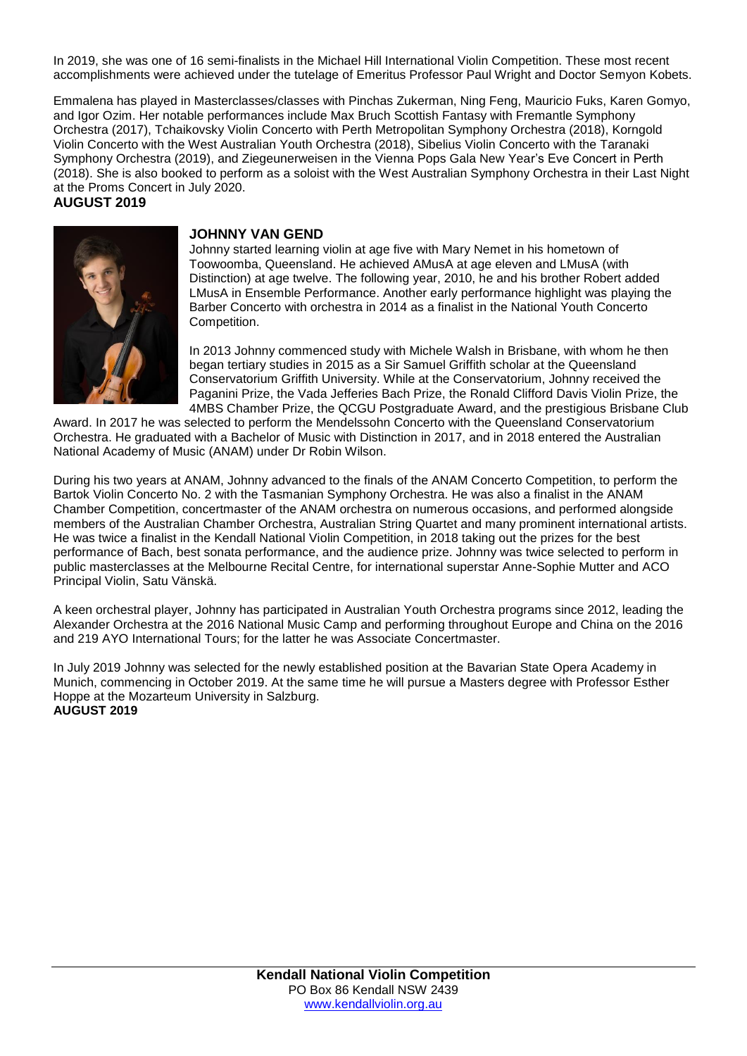In 2019, she was one of 16 semi-finalists in the Michael Hill International Violin Competition. These most recent accomplishments were achieved under the tutelage of Emeritus Professor Paul Wright and Doctor Semyon Kobets.

Emmalena has played in Masterclasses/classes with Pinchas Zukerman, Ning Feng, Mauricio Fuks, Karen Gomyo, and Igor Ozim. Her notable performances include Max Bruch Scottish Fantasy with Fremantle Symphony Orchestra (2017), Tchaikovsky Violin Concerto with Perth Metropolitan Symphony Orchestra (2018), Korngold Violin Concerto with the West Australian Youth Orchestra (2018), Sibelius Violin Concerto with the Taranaki Symphony Orchestra (2019), and Ziegeunerweisen in the Vienna Pops Gala New Year's Eve Concert in Perth (2018). She is also booked to perform as a soloist with the West Australian Symphony Orchestra in their Last Night at the Proms Concert in July 2020.

**AUGUST 2019**

## JOHNNY VAN GEND

Johnny started learning violin at age five with Mary Nemet in his hometown of Toowoomba, Queensland. He achieved AMusA at age eleven and LMusA (with Distinction) at age twelve. The following year, 2010, he and his brother Robert added LMusA in Ensemble Performance. Another early performance highlight was playing the Barber Concerto with orchestra in 2014 as a finalist in the National Youth Concerto Competition.

In 2013 Johnny commenced study with Michele Walsh in Brisbane, with whom he then began tertiary studies in 2015 as a Sir Samuel Griffith scholar at the Queensland Conservatorium Griffith University. While at the Conservatorium, Johnny received the Paganini Prize, the Vada Jefferies Bach Prize, the Ronald Clifford Davis Violin Prize, the 4MBS Chamber Prize, the QCGU Postgraduate Award, and the prestigious Brisbane Club Award. In 2017 he was selected to perform the Mendelssohn Concerto with the Queensland Conservatorium Orchestra. He graduated with a Bachelor of Music with Distinction in 2017, and in 2018 entered the Australian National Academy of Music (ANAM) under Dr Robin Wilson.

During his two years at ANAM, Johnny advanced to the finals of the ANAM Concerto Competition, to perform the Bartok Violin Concerto No. 2 with the Tasmanian Symphony Orchestra. He was also a finalist in the ANAM Chamber Competition, concertmaster of the ANAM orchestra on numerous occasions, and performed alongside members of the Australian Chamber Orchestra, Australian String Quartet and many prominent international artists. He was twice a finalist in the Kendall National Violin Competition, in 2018 taking out the prizes for the best performance of Bach, best sonata performance, and the audience prize. Johnny was twice selected to perform in public masterclasses at the Melbourne Recital Centre, for international superstar Anne-Sophie Mutter and ACO Principal Violin, Satu Vänskä.

A keen orchestral player, Johnny has participated in Australian Youth Orchestra programs since 2012, leading the Alexander Orchestra at the 2016 National Music Camp and performing throughout Europe and China on the 2016 and 219 AYO International Tours; for the latter he was Associate Concertmaster.

In July 2019 Johnny was selected for the newly established position at the Bavarian State Opera Academy in Munich, commencing in October 2019. At the same time he will pursue a Masters degree with Professor Esther Hoppe at the Mozarteum University in Salzburg.

**AUGUST 2019**